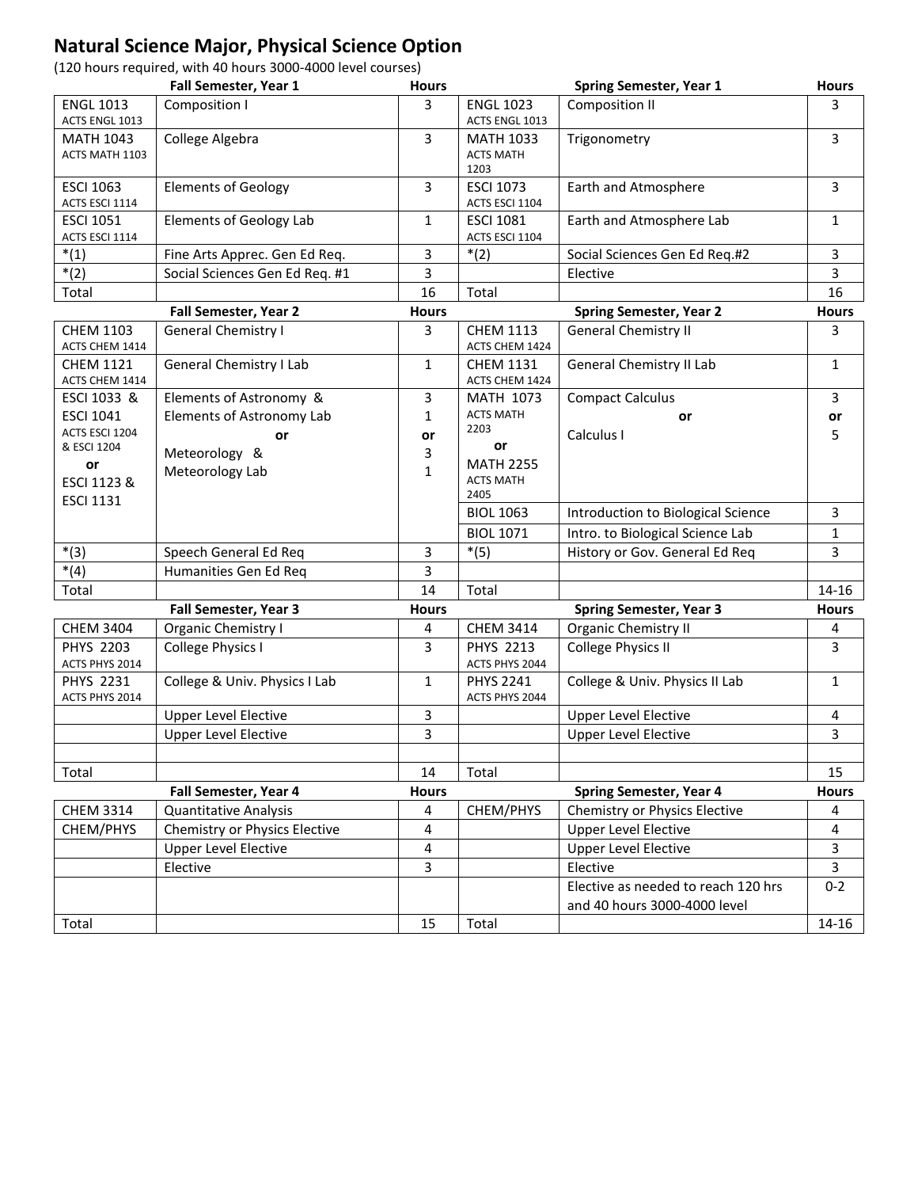# Natural Science Major, Physical Science Option

(120 hours required, with 40 hours 3000-4000 level courses)

| | Fall Semester, Year 1 | Hours | | Spring Semester, Year 1 | Hours |
|---|---|---|---|---|---|
| ENGL 1013 ACTS ENGL 1013 | Composition I | 3 | ENGL 1023 ACTS ENGL 1013 | Composition II | 3 |
| MATH 1043 ACTS MATH 1103 | College Algebra | 3 | MATH 1033 ACTS MATH 1203 | Trigonometry | 3 |
| ESCI 1063 ACTS ESCI 1114 | Elements of Geology | 3 | ESCI 1073 ACTS ESCI 1104 | Earth and Atmosphere | 3 |
| ESCI 1051 ACTS ESCI 1114 | Elements of Geology Lab | 1 | ESCI 1081 ACTS ESCI 1104 | Earth and Atmosphere Lab | 1 |
| *(1) | Fine Arts Apprec. Gen Ed Req. | 3 | *(2) | Social Sciences Gen Ed Req.#2 | 3 |
| *(2) | Social Sciences Gen Ed Req. #1 | 3 | | Elective | 3 |
| Total | | 16 | Total | | 16 |
| | **Fall Semester, Year 2** | **Hours** | | **Spring Semester, Year 2** | **Hours** |
| CHEM 1103 ACTS CHEM 1414 | General Chemistry I | 3 | CHEM 1113 ACTS CHEM 1424 | General Chemistry II | 3 |
| CHEM 1121 ACTS CHEM 1414 | General Chemistry I Lab | 1 | CHEM 1131 ACTS CHEM 1424 | General Chemistry II Lab | 1 |
| ESCI 1033 & ESCI 1041 ACTS ESCI 1204 & ESCI 1204 or ESCI 1123 & ESCI 1131 | Elements of Astronomy & Elements of Astronomy Lab or Meteorology & Meteorology Lab | 3 1 or 3 1 | MATH 1073 ACTS MATH 2203 or MATH 2255 ACTS MATH 2405 | Compact Calculus or Calculus I | 3 or 5 |
| | | | BIOL 1063 | Introduction to Biological Science | 3 |
| | | | BIOL 1071 | Intro. to Biological Science Lab | 1 |
| *(3) | Speech General Ed Req | 3 | *(5) | History or Gov. General Ed Req | 3 |
| *(4) | Humanities Gen Ed Req | 3 | | | |
| Total | | 14 | Total | | 14-16 |
| | **Fall Semester, Year 3** | **Hours** | | **Spring Semester, Year 3** | **Hours** |
| CHEM 3404 | Organic Chemistry I | 4 | CHEM 3414 | Organic Chemistry II | 4 |
| PHYS 2203 ACTS PHYS 2014 | College Physics I | 3 | PHYS 2213 ACTS PHYS 2044 | College Physics II | 3 |
| PHYS 2231 ACTS PHYS 2014 | College & Univ. Physics I Lab | 1 | PHYS 2241 ACTS PHYS 2044 | College & Univ. Physics II Lab | 1 |
| | Upper Level Elective | 3 | | Upper Level Elective | 4 |
| | Upper Level Elective | 3 | | Upper Level Elective | 3 |
| | | | | | |
| Total | | 14 | Total | | 15 |
| | **Fall Semester, Year 4** | **Hours** | | **Spring Semester, Year 4** | **Hours** |
| CHEM 3314 | Quantitative Analysis | 4 | CHEM/PHYS | Chemistry or Physics Elective | 4 |
| CHEM/PHYS | Chemistry or Physics Elective | 4 | | Upper Level Elective | 4 |
| | Upper Level Elective | 4 | | Upper Level Elective | 3 |
| | Elective | 3 | | Elective | 3 |
| | | | | Elective as needed to reach 120 hrs and 40 hours 3000-4000 level | 0-2 |
| Total | | 15 | Total | | 14-16 |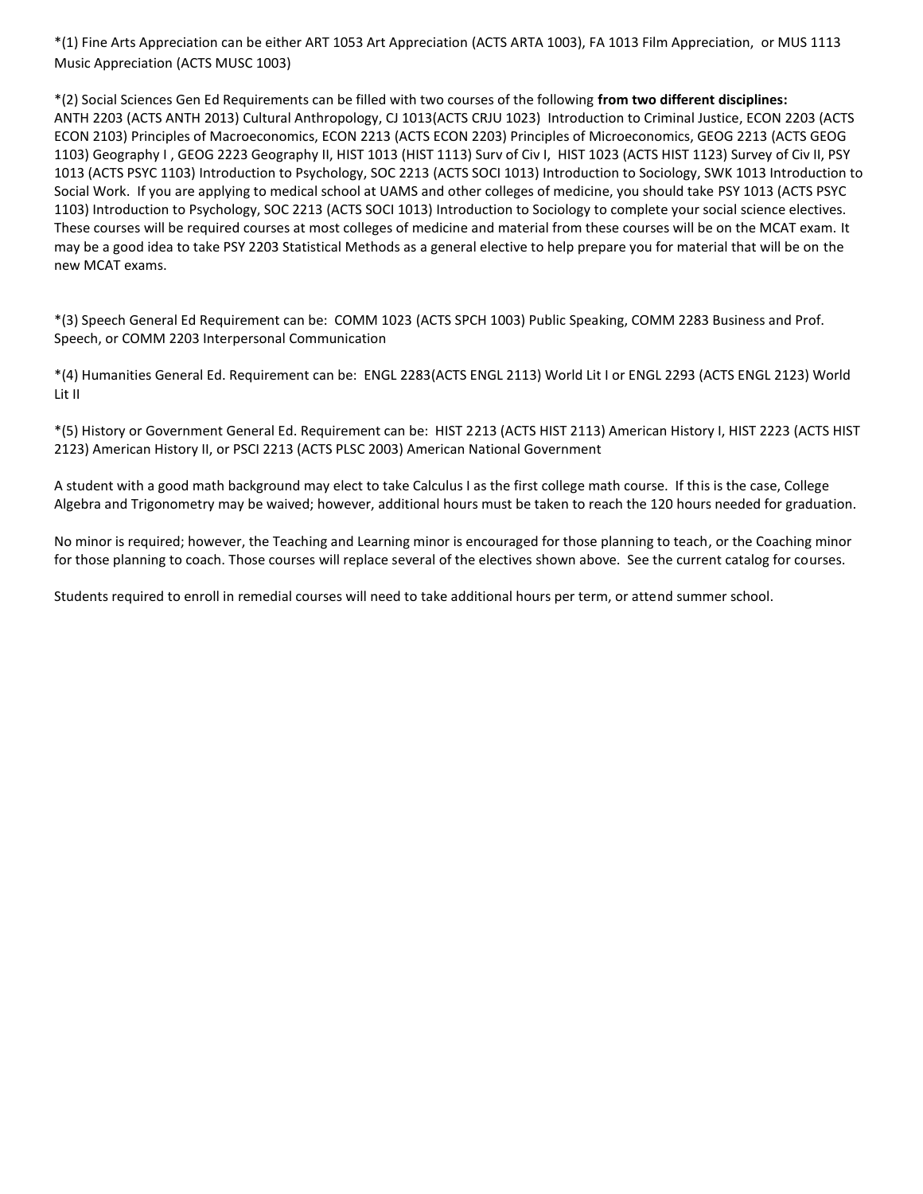*(1) Fine Arts Appreciation can be either ART 1053 Art Appreciation (ACTS ARTA 1003), FA 1013 Film Appreciation, or MUS 1113 Music Appreciation (ACTS MUSC 1003)

*(2) Social Sciences Gen Ed Requirements can be filled with two courses of the following **from two different disciplines:** ANTH 2203 (ACTS ANTH 2013) Cultural Anthropology, CJ 1013(ACTS CRJU 1023) Introduction to Criminal Justice, ECON 2203 (ACTS ECON 2103) Principles of Macroeconomics, ECON 2213 (ACTS ECON 2203) Principles of Microeconomics, GEOG 2213 (ACTS GEOG 1103) Geography I , GEOG 2223 Geography II, HIST 1013 (HIST 1113) Surv of Civ I, HIST 1023 (ACTS HIST 1123) Survey of Civ II, PSY 1013 (ACTS PSYC 1103) Introduction to Psychology, SOC 2213 (ACTS SOCI 1013) Introduction to Sociology, SWK 1013 Introduction to Social Work. If you are applying to medical school at UAMS and other colleges of medicine, you should take PSY 1013 (ACTS PSYC 1103) Introduction to Psychology, SOC 2213 (ACTS SOCI 1013) Introduction to Sociology to complete your social science electives. These courses will be required courses at most colleges of medicine and material from these courses will be on the MCAT exam. It may be a good idea to take PSY 2203 Statistical Methods as a general elective to help prepare you for material that will be on the new MCAT exams.

*(3) Speech General Ed Requirement can be: COMM 1023 (ACTS SPCH 1003) Public Speaking, COMM 2283 Business and Prof. Speech, or COMM 2203 Interpersonal Communication

*(4) Humanities General Ed. Requirement can be: ENGL 2283(ACTS ENGL 2113) World Lit I or ENGL 2293 (ACTS ENGL 2123) World Lit II

*(5) History or Government General Ed. Requirement can be: HIST 2213 (ACTS HIST 2113) American History I, HIST 2223 (ACTS HIST 2123) American History II, or PSCI 2213 (ACTS PLSC 2003) American National Government

A student with a good math background may elect to take Calculus I as the first college math course. If this is the case, College Algebra and Trigonometry may be waived; however, additional hours must be taken to reach the 120 hours needed for graduation.

No minor is required; however, the Teaching and Learning minor is encouraged for those planning to teach, or the Coaching minor for those planning to coach. Those courses will replace several of the electives shown above. See the current catalog for courses.

Students required to enroll in remedial courses will need to take additional hours per term, or attend summer school.